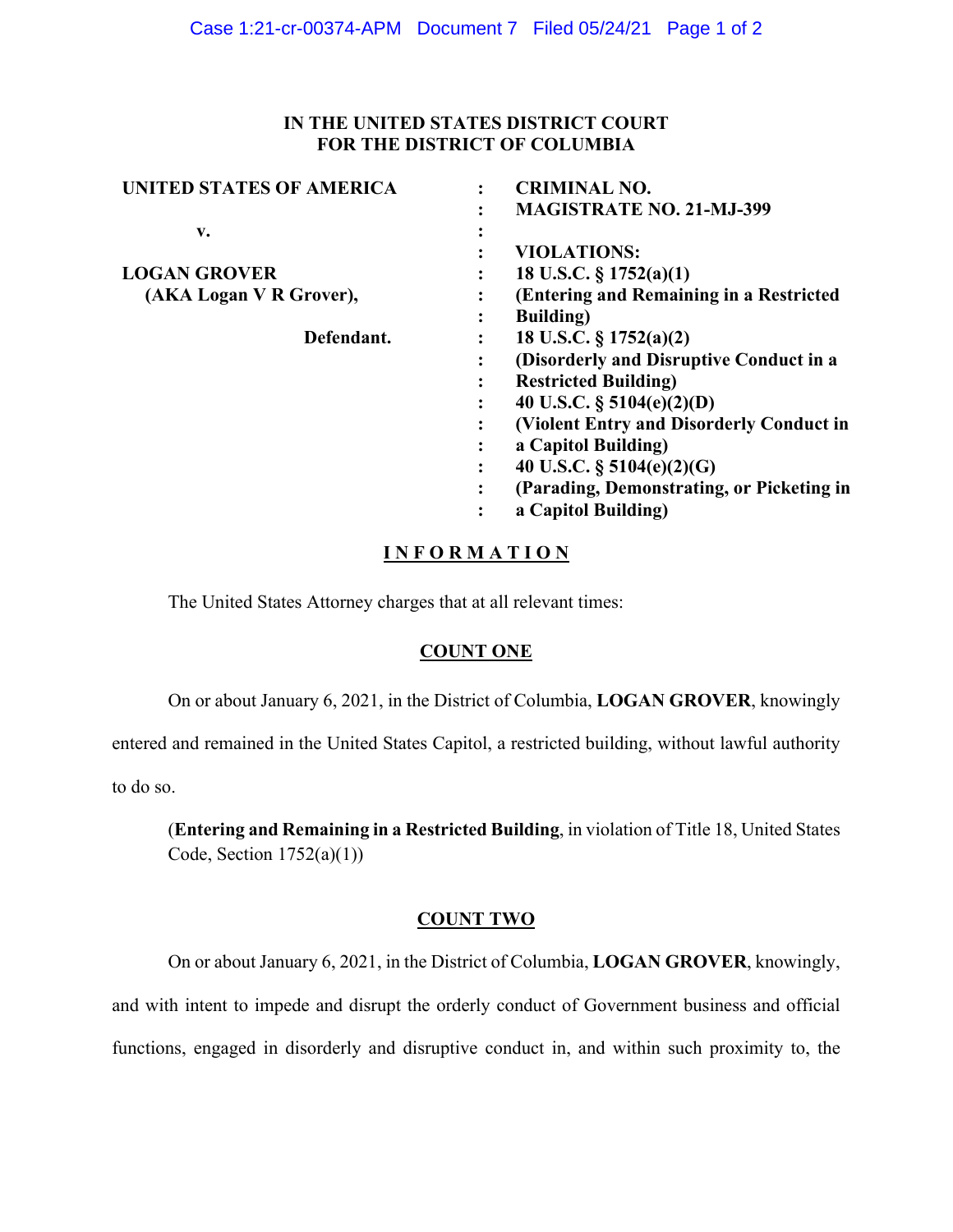**IN THE UNITED STATES DISTRICT COURT**
**FOR THE DISTRICT OF COLUMBIA**

| | | |
|---|---|---|
| **UNITED STATES OF AMERICA** | : | **CRIMINAL NO.** |
| | : | **MAGISTRATE NO. 21-MJ-399** |
| **v.** | : | |
| | : | **VIOLATIONS:** |
| **LOGAN GROVER** | : | **18 U.S.C. § 1752(a)(1)** |
| **(AKA Logan V R Grover),** | : | **(Entering and Remaining in a Restricted** |
| | : | **Building)** |
| **Defendant.** | : | **18 U.S.C. § 1752(a)(2)** |
| | : | **(Disorderly and Disruptive Conduct in a** |
| | : | **Restricted Building)** |
| | : | **40 U.S.C. § 5104(e)(2)(D)** |
| | : | **(Violent Entry and Disorderly Conduct in** |
| | : | **a Capitol Building)** |
| | : | **40 U.S.C. § 5104(e)(2)(G)** |
| | : | **(Parading, Demonstrating, or Picketing in** |
| | : | **a Capitol Building)** |

**I N F O R M A T I O N**

The United States Attorney charges that at all relevant times:

**COUNT ONE**

On or about January 6, 2021, in the District of Columbia, **LOGAN GROVER**, knowingly entered and remained in the United States Capitol, a restricted building, without lawful authority to do so.

(**Entering and Remaining in a Restricted Building**, in violation of Title 18, United States Code, Section 1752(a)(1))

**COUNT TWO**

On or about January 6, 2021, in the District of Columbia, **LOGAN GROVER**, knowingly, and with intent to impede and disrupt the orderly conduct of Government business and official functions, engaged in disorderly and disruptive conduct in, and within such proximity to, the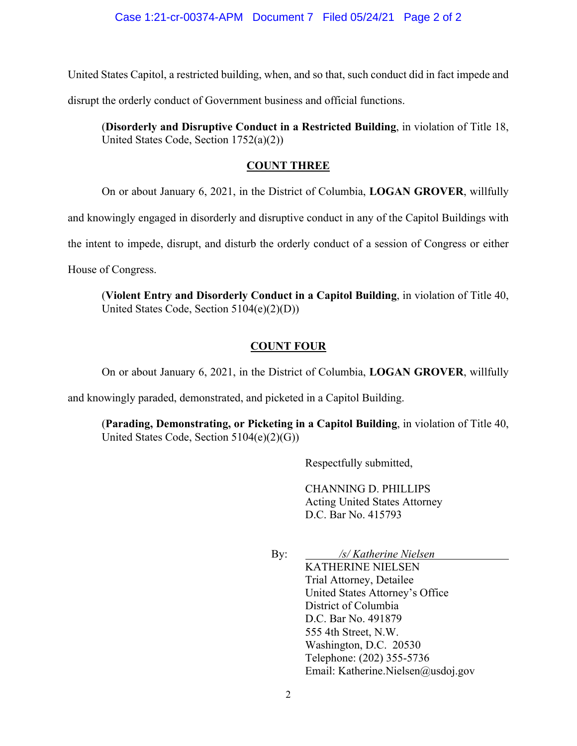United States Capitol, a restricted building, when, and so that, such conduct did in fact impede and disrupt the orderly conduct of Government business and official functions.

(**Disorderly and Disruptive Conduct in a Restricted Building**, in violation of Title 18, United States Code, Section 1752(a)(2))

## COUNT THREE

On or about January 6, 2021, in the District of Columbia, **LOGAN GROVER**, willfully and knowingly engaged in disorderly and disruptive conduct in any of the Capitol Buildings with the intent to impede, disrupt, and disturb the orderly conduct of a session of Congress or either House of Congress.

(**Violent Entry and Disorderly Conduct in a Capitol Building**, in violation of Title 40, United States Code, Section 5104(e)(2)(D))

## COUNT FOUR

On or about January 6, 2021, in the District of Columbia, **LOGAN GROVER**, willfully and knowingly paraded, demonstrated, and picketed in a Capitol Building.

(**Parading, Demonstrating, or Picketing in a Capitol Building**, in violation of Title 40, United States Code, Section 5104(e)(2)(G))

Respectfully submitted,

CHANNING D. PHILLIPS
Acting United States Attorney
D.C. Bar No. 415793

By: */s/ Katherine Nielsen*
KATHERINE NIELSEN
Trial Attorney, Detailee
United States Attorney's Office
District of Columbia
D.C. Bar No. 491879
555 4th Street, N.W.
Washington, D.C. 20530
Telephone: (202) 355-5736
Email: Katherine.Nielsen@usdoj.gov